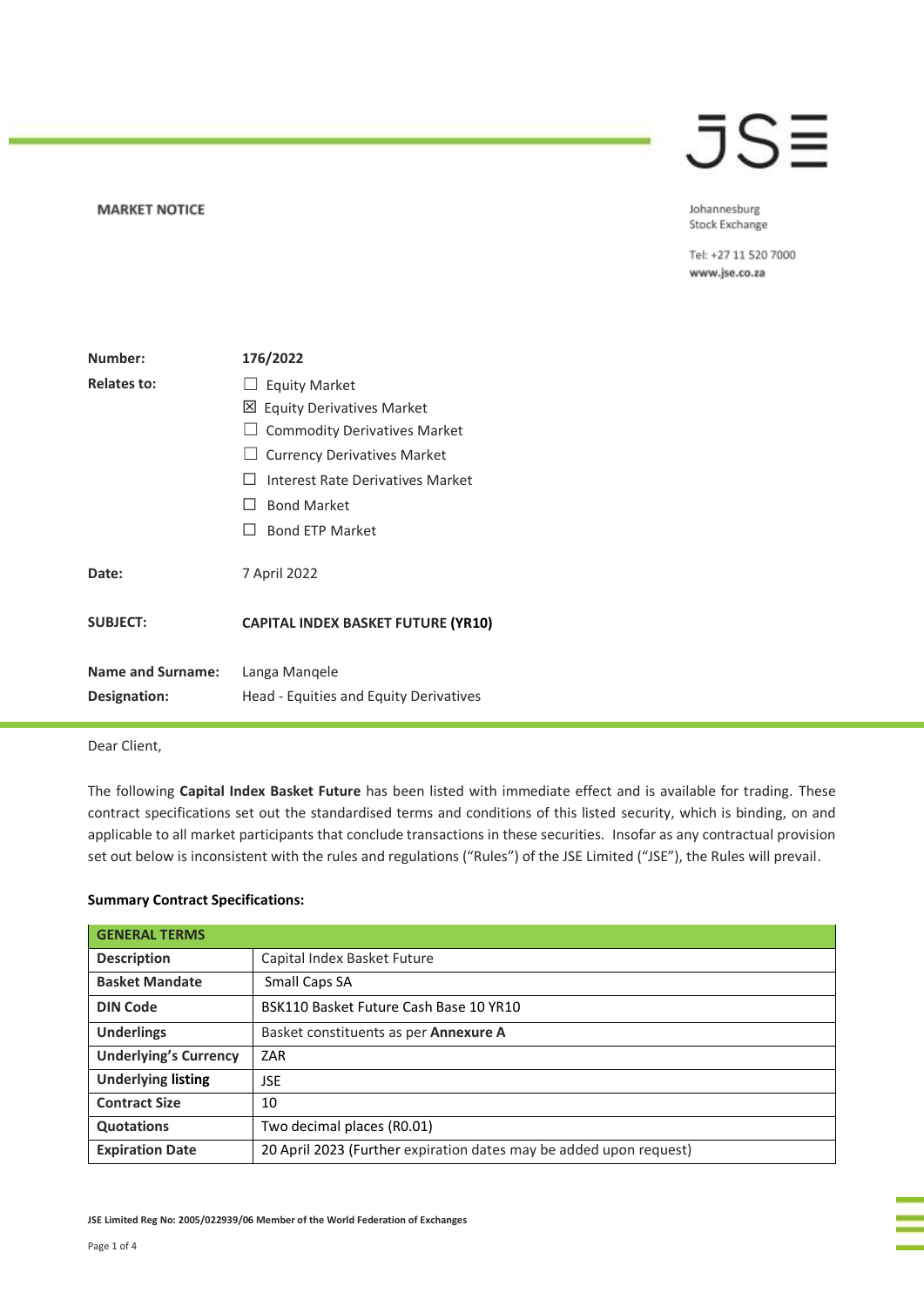JSE

**MARKET NOTICE**

Johannesburg Stock Exchange

Tel: +27 11 520 7000
www.jse.co.za

| | |
|---|---|
| **Number:** | **176/2022** |
| **Relates to:** | ☐ Equity Market<br>☒ Equity Derivatives Market<br>☐ Commodity Derivatives Market<br>☐ Currency Derivatives Market<br>☐ Interest Rate Derivatives Market<br>☐ Bond Market<br>☐ Bond ETP Market |
| **Date:** | 7 April 2022 |
| **SUBJECT:** | **CAPITAL INDEX BASKET FUTURE (YR10)** |
| **Name and Surname:** | Langa Manqele |
| **Designation:** | Head - Equities and Equity Derivatives |

Dear Client,

The following **Capital Index Basket Future** has been listed with immediate effect and is available for trading. These contract specifications set out the standardised terms and conditions of this listed security, which is binding, on and applicable to all market participants that conclude transactions in these securities. Insofar as any contractual provision set out below is inconsistent with the rules and regulations ("Rules") of the JSE Limited ("JSE"), the Rules will prevail.

**Summary Contract Specifications:**

| **GENERAL TERMS** | |
|---|---|
| **Description** | Capital Index Basket Future |
| **Basket Mandate** | Small Caps SA |
| **DIN Code** | BSK110 Basket Future Cash Base 10 YR10 |
| **Underlings** | Basket constituents as per **Annexure A** |
| **Underlying's Currency** | ZAR |
| **Underlying listing** | JSE |
| **Contract Size** | 10 |
| **Quotations** | Two decimal places (R0.01) |
| **Expiration Date** | 20 April 2023 (Further expiration dates may be added upon request) |

JSE Limited Reg No: 2005/022939/06 Member of the World Federation of Exchanges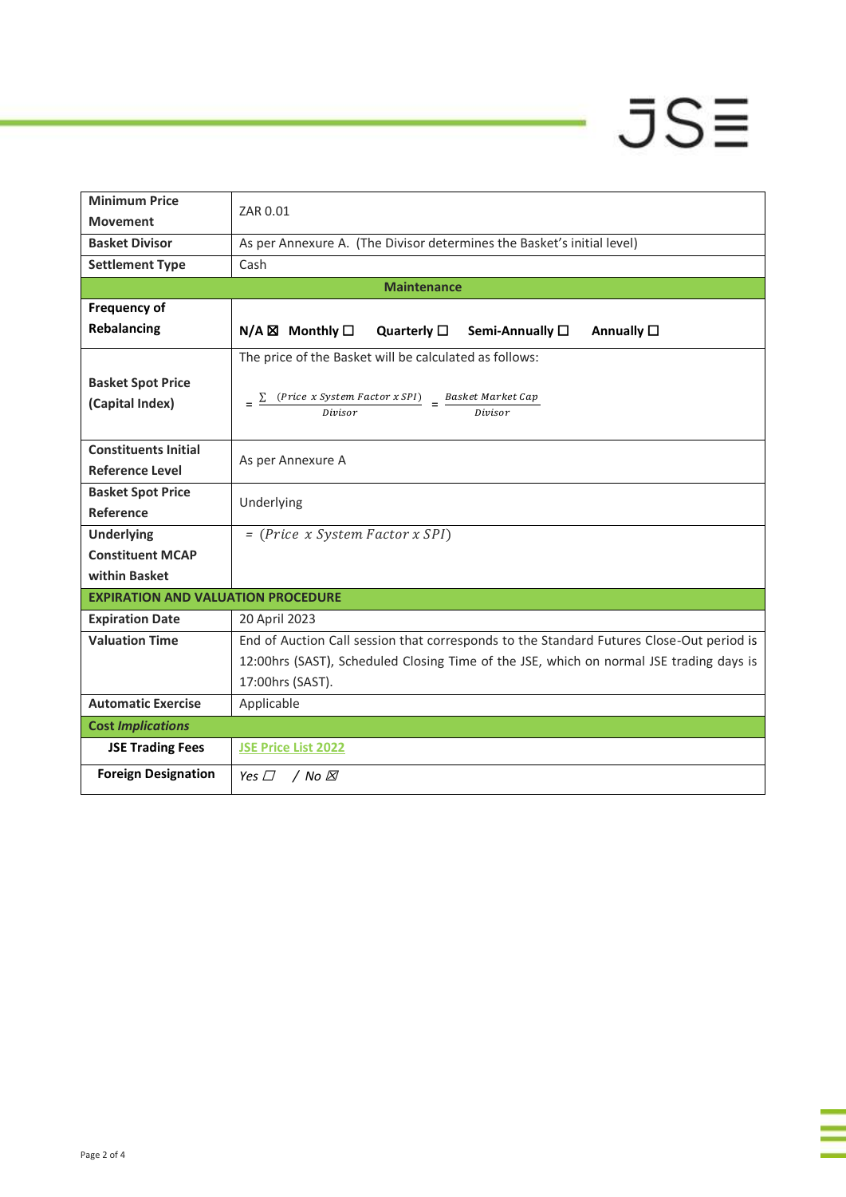| | |
|---|---|
| **Minimum Price Movement** | ZAR 0.01 |
| **Basket Divisor** | As per Annexure A. (The Divisor determines the Basket's initial level) |
| **Settlement Type** | Cash |
| **Maintenance** | |
| **Frequency of Rebalancing** | **N/A** ☒ **Monthly** ☐ **Quarterly** ☐ **Semi-Annually** ☐ **Annually** ☐ |
| **Basket Spot Price (Capital Index)** | The price of the Basket will be calculated as follows: $= \frac{\sum (Price\ x\ System\ Factor\ x\ SPI)}{Divisor} = \frac{Basket\ Market\ Cap}{Divisor}$ |
| **Constituents Initial Reference Level** | As per Annexure A |
| **Basket Spot Price Reference** | Underlying |
| **Underlying Constituent MCAP within Basket** | $= (Price\ x\ System\ Factor\ x\ SPI)$ |
| **EXPIRATION AND VALUATION PROCEDURE** | |
| **Expiration Date** | 20 April 2023 |
| **Valuation Time** | End of Auction Call session that corresponds to the Standard Futures Close-Out period is 12:00hrs (SAST), Scheduled Closing Time of the JSE, which on normal JSE trading days is 17:00hrs (SAST). |
| **Automatic Exercise** | Applicable |
| **Cost *Implications*** | |
| **JSE Trading Fees** | JSE Price List 2022 |
| **Foreign Designation** | *Yes* ☐ / *No* ☒ |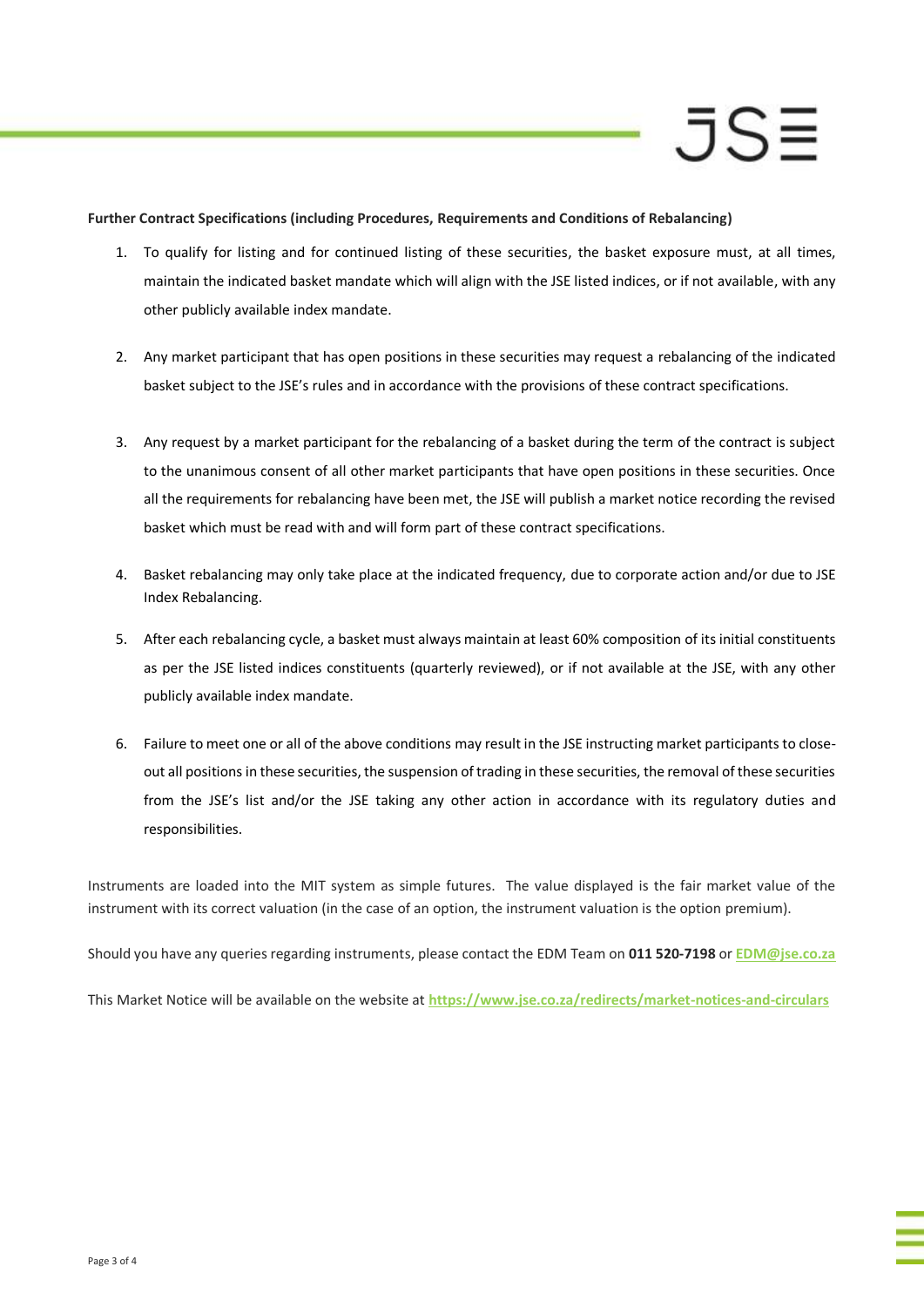**Further Contract Specifications (including Procedures, Requirements and Conditions of Rebalancing)**

1. To qualify for listing and for continued listing of these securities, the basket exposure must, at all times, maintain the indicated basket mandate which will align with the JSE listed indices, or if not available, with any other publicly available index mandate.

2. Any market participant that has open positions in these securities may request a rebalancing of the indicated basket subject to the JSE's rules and in accordance with the provisions of these contract specifications.

3. Any request by a market participant for the rebalancing of a basket during the term of the contract is subject to the unanimous consent of all other market participants that have open positions in these securities. Once all the requirements for rebalancing have been met, the JSE will publish a market notice recording the revised basket which must be read with and will form part of these contract specifications.

4. Basket rebalancing may only take place at the indicated frequency, due to corporate action and/or due to JSE Index Rebalancing.

5. After each rebalancing cycle, a basket must always maintain at least 60% composition of its initial constituents as per the JSE listed indices constituents (quarterly reviewed), or if not available at the JSE, with any other publicly available index mandate.

6. Failure to meet one or all of the above conditions may result in the JSE instructing market participants to close-out all positions in these securities, the suspension of trading in these securities, the removal of these securities from the JSE's list and/or the JSE taking any other action in accordance with its regulatory duties and responsibilities.

Instruments are loaded into the MIT system as simple futures. The value displayed is the fair market value of the instrument with its correct valuation (in the case of an option, the instrument valuation is the option premium).

Should you have any queries regarding instruments, please contact the EDM Team on **011 520-7198** or **EDM@jse.co.za**

This Market Notice will be available on the website at **https://www.jse.co.za/redirects/market-notices-and-circulars**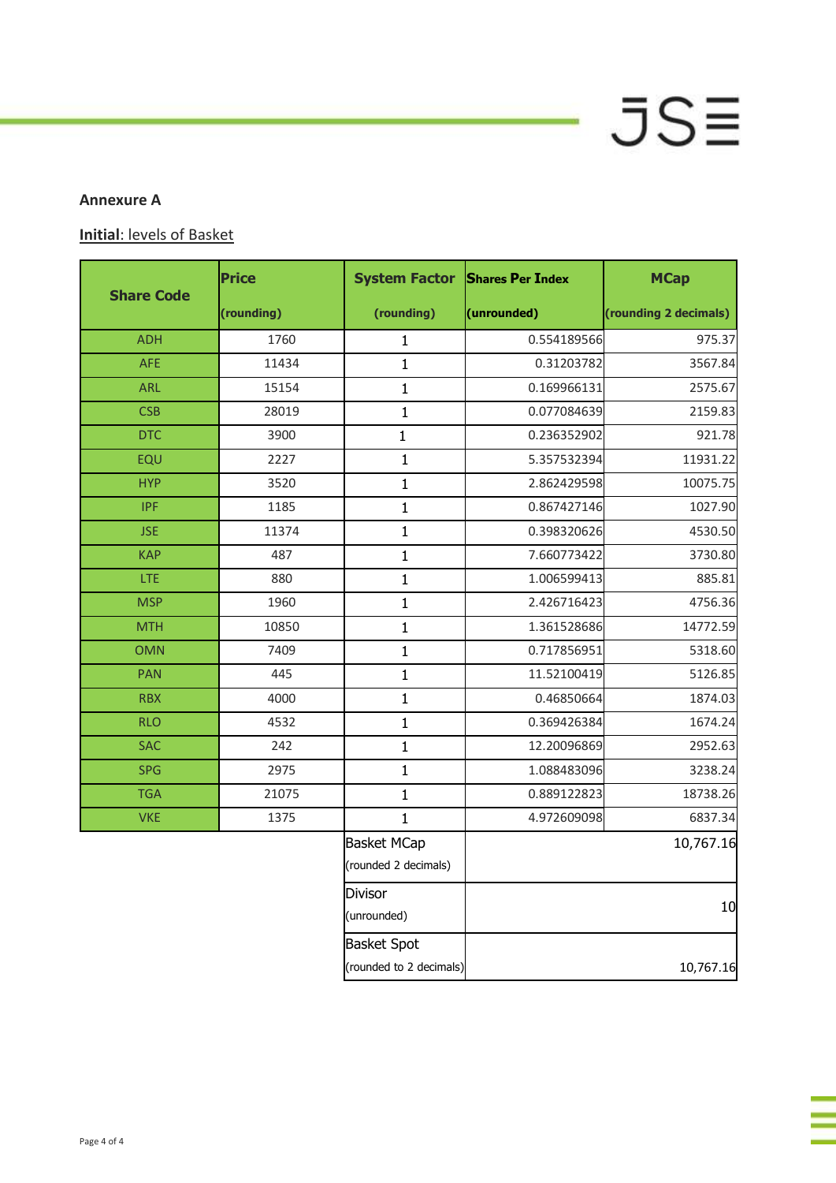**Annexure A**

**Initial**: levels of Basket

| Share Code | Price (rounding) | System Factor (rounding) | Shares Per Index (unrounded) | MCap (rounding 2 decimals) |
|---|---|---|---|---|
| ADH | 1760 | 1 | 0.554189566 | 975.37 |
| AFE | 11434 | 1 | 0.31203782 | 3567.84 |
| ARL | 15154 | 1 | 0.169966131 | 2575.67 |
| CSB | 28019 | 1 | 0.077084639 | 2159.83 |
| DTC | 3900 | 1 | 0.236352902 | 921.78 |
| EQU | 2227 | 1 | 5.357532394 | 11931.22 |
| HYP | 3520 | 1 | 2.862429598 | 10075.75 |
| IPF | 1185 | 1 | 0.867427146 | 1027.90 |
| JSE | 11374 | 1 | 0.398320626 | 4530.50 |
| KAP | 487 | 1 | 7.660773422 | 3730.80 |
| LTE | 880 | 1 | 1.006599413 | 885.81 |
| MSP | 1960 | 1 | 2.426716423 | 4756.36 |
| MTH | 10850 | 1 | 1.361528686 | 14772.59 |
| OMN | 7409 | 1 | 0.717856951 | 5318.60 |
| PAN | 445 | 1 | 11.52100419 | 5126.85 |
| RBX | 4000 | 1 | 0.46850664 | 1874.03 |
| RLO | 4532 | 1 | 0.369426384 | 1674.24 |
| SAC | 242 | 1 | 12.20096869 | 2952.63 |
| SPG | 2975 | 1 | 1.088483096 | 3238.24 |
| TGA | 21075 | 1 | 0.889122823 | 18738.26 |
| VKE | 1375 | 1 | 4.972609098 | 6837.34 |
| | | Basket MCap (rounded 2 decimals) | | 10,767.16 |
| | | Divisor (unrounded) | | 10 |
| | | Basket Spot (rounded to 2 decimals) | | 10,767.16 |